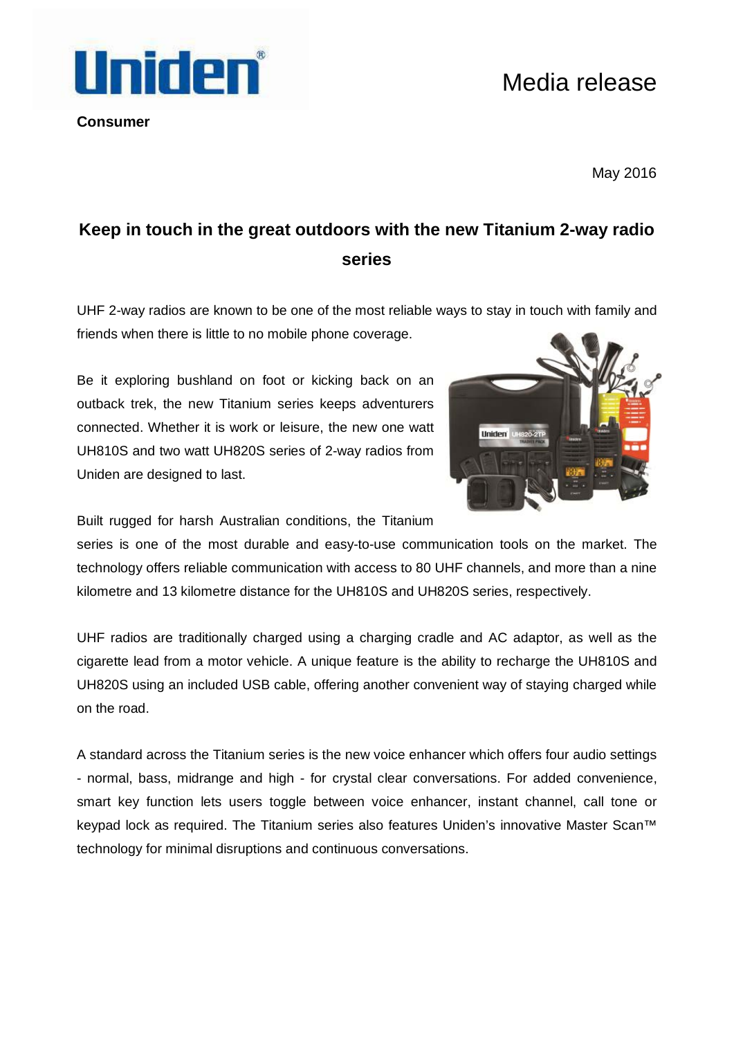**Consumer**

# Media release

May 2016

## Keep in touch in the great outdoors with the new Titanium 2-way radio series

UHF 2-way radios are known to be one of the most reliable ways to stay in touch with family and friends when there is little to no mobile phone coverage.

Be it exploring bushland on foot or kicking back on an outback trek, the new Titanium series keeps adventurers connected. Whether it is work or leisure, the new one watt UH810S and two watt UH820S series of 2-way radios from Uniden are designed to last.

Built rugged for harsh Australian conditions, the Titanium series is one of the most durable and easy-to-use communication tools on the market. The technology offers reliable communication with access to 80 UHF channels, and more than a nine kilometre and 13 kilometre distance for the UH810S and UH820S series, respectively.

UHF radios are traditionally charged using a charging cradle and AC adaptor, as well as the cigarette lead from a motor vehicle. A unique feature is the ability to recharge the UH810S and UH820S using an included USB cable, offering another convenient way of staying charged while on the road.

A standard across the Titanium series is the new voice enhancer which offers four audio settings - normal, bass, midrange and high - for crystal clear conversations. For added convenience, smart key function lets users toggle between voice enhancer, instant channel, call tone or keypad lock as required. The Titanium series also features Uniden's innovative Master Scan™ technology for minimal disruptions and continuous conversations.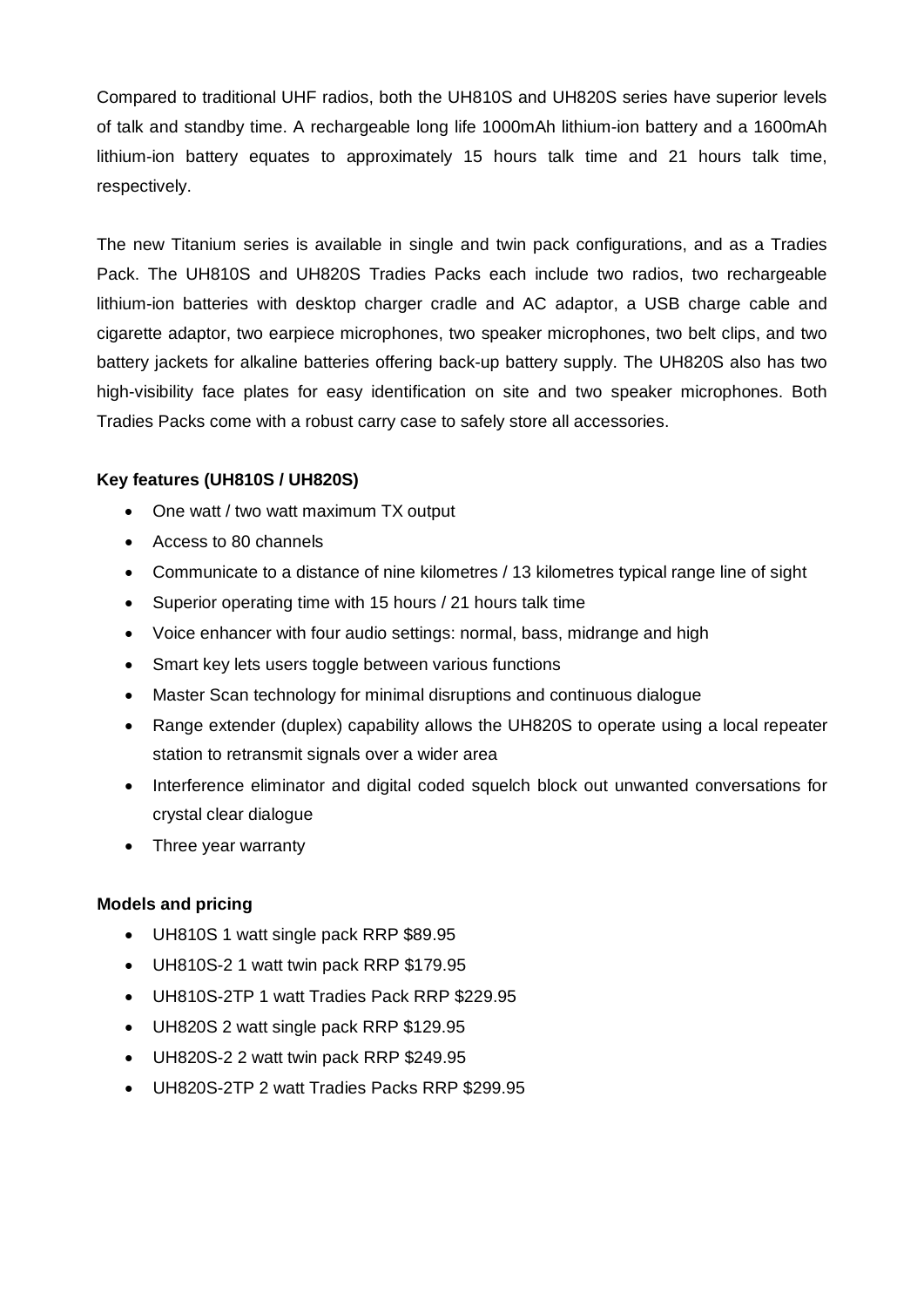Compared to traditional UHF radios, both the UH810S and UH820S series have superior levels of talk and standby time. A rechargeable long life 1000mAh lithium-ion battery and a 1600mAh lithium-ion battery equates to approximately 15 hours talk time and 21 hours talk time, respectively.

The new Titanium series is available in single and twin pack configurations, and as a Tradies Pack. The UH810S and UH820S Tradies Packs each include two radios, two rechargeable lithium-ion batteries with desktop charger cradle and AC adaptor, a USB charge cable and cigarette adaptor, two earpiece microphones, two speaker microphones, two belt clips, and two battery jackets for alkaline batteries offering back-up battery supply. The UH820S also has two high-visibility face plates for easy identification on site and two speaker microphones. Both Tradies Packs come with a robust carry case to safely store all accessories.

**Key features (UH810S / UH820S)**

- One watt / two watt maximum TX output
- Access to 80 channels
- Communicate to a distance of nine kilometres / 13 kilometres typical range line of sight
- Superior operating time with 15 hours / 21 hours talk time
- Voice enhancer with four audio settings: normal, bass, midrange and high
- Smart key lets users toggle between various functions
- Master Scan technology for minimal disruptions and continuous dialogue
- Range extender (duplex) capability allows the UH820S to operate using a local repeater station to retransmit signals over a wider area
- Interference eliminator and digital coded squelch block out unwanted conversations for crystal clear dialogue
- Three year warranty

**Models and pricing**

- UH810S 1 watt single pack RRP $89.95
- UH810S-2 1 watt twin pack RRP $179.95
- UH810S-2TP 1 watt Tradies Pack RRP $229.95
- UH820S 2 watt single pack RRP $129.95
- UH820S-2 2 watt twin pack RRP $249.95
- UH820S-2TP 2 watt Tradies Packs RRP $299.95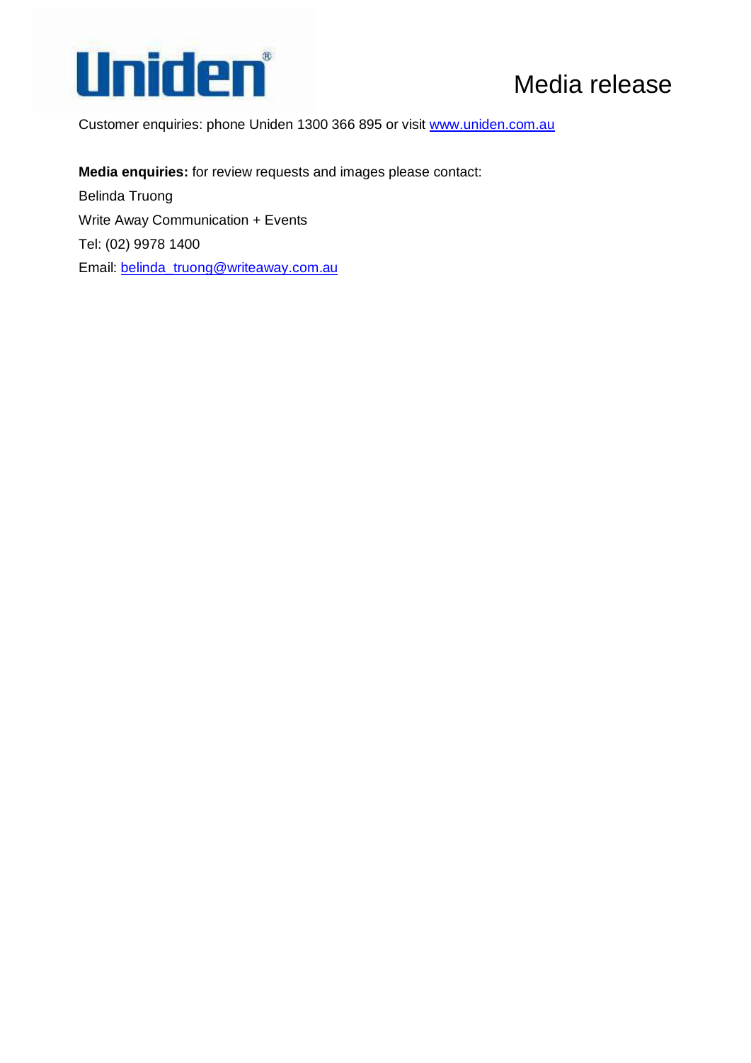Customer enquiries: phone Uniden 1300 366 895 or visit www.uniden.com.au

**Media enquiries:** for review requests and images please contact:

Belinda Truong

Write Away Communication + Events

Tel: (02) 9978 1400

Email: belinda_truong@writeaway.com.au